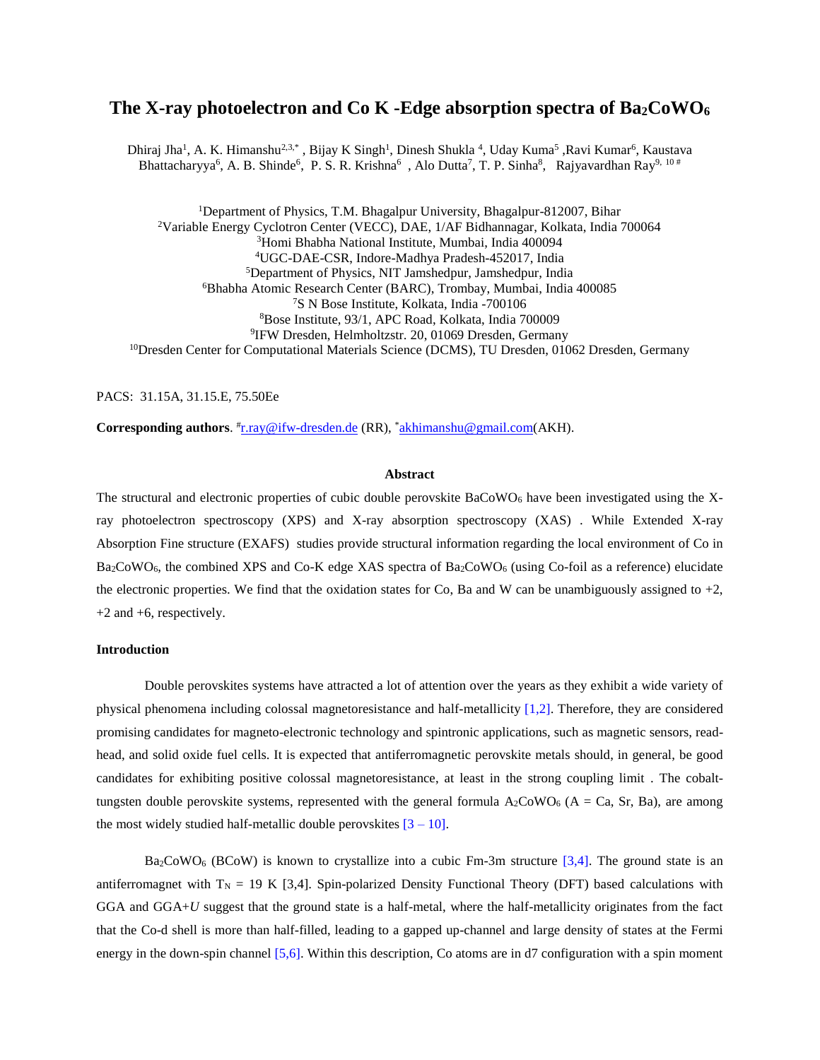# The X-ray photoelectron and Co K -Edge absorption spectra of $Ba_2CoWO_6$

Dhiraj Jha[1], A. K. Himanshu[2,3,*] , Bijay K Singh[1], Dinesh Shukla [4], Uday Kuma[5] ,Ravi Kumar[6], Kaustava Bhattacharyya[6], A. B. Shinde[6], P. S. R. Krishna[6] , Alo Dutta[7], T. P. Sinha[8], Rajyavardhan Ray[9, 10 #]

[1]Department of Physics, T.M. Bhagalpur University, Bhagalpur-812007, Bihar
[2]Variable Energy Cyclotron Center (VECC), DAE, 1/AF Bidhannagar, Kolkata, India 700064
[3]Homi Bhabha National Institute, Mumbai, India 400094
[4]UGC-DAE-CSR, Indore-Madhya Pradesh-452017, India
[5]Department of Physics, NIT Jamshedpur, Jamshedpur, India
[6]Bhabha Atomic Research Centre (BARC), Trombay, Mumbai, India 400085
[7]S N Bose Institute, Kolkata, India -700106
[8]Bose Institute, 93/1, APC Road, Kolkata, India 700009
[9]IFW Dresden, Helmholtzstr. 20, 01069 Dresden, Germany
[10]Dresden Center for Computational Materials Science (DCMS), TU Dresden, 01062 Dresden, Germany

PACS: 31.15A, 31.15.E, 75.50Ee

**Corresponding authors**. #r.ray@ifw-dresden.de (RR), *akhimanshu@gmail.com(AKH).

### Abstract

The structural and electronic properties of cubic double perovskite $BaCoWO_6$ have been investigated using the X-ray photoelectron spectroscopy (XPS) and X-ray absorption spectroscopy (XAS) . While Extended X-ray Absorption Fine structure (EXAFS) studies provide structural information regarding the local environment of Co in $Ba_2CoWO_6$, the combined XPS and Co-K edge XAS spectra of $Ba_2CoWO_6$ (using Co-foil as a reference) elucidate the electronic properties. We find that the oxidation states for Co, Ba and W can be unambiguously assigned to +2, +2 and +6, respectively.

### Introduction

Double perovskites systems have attracted a lot of attention over the years as they exhibit a wide variety of physical phenomena including colossal magnetoresistance and half-metallicity [1,2]. Therefore, they are considered promising candidates for magneto-electronic technology and spintronic applications, such as magnetic sensors, read-head, and solid oxide fuel cells. It is expected that antiferromagnetic perovskite metals should, in general, be good candidates for exhibiting positive colossal magnetoresistance, at least in the strong coupling limit . The cobalt-tungsten double perovskite systems, represented with the general formula $A_2CoWO_6$ (A = Ca, Sr, Ba), are among the most widely studied half-metallic double perovskites [3 – 10].

$Ba_2CoWO_6$ (BCoW) is known to crystallize into a cubic Fm-3m structure [3,4]. The ground state is an antiferromagnet with $T_N$ = 19 K [3,4]. Spin-polarized Density Functional Theory (DFT) based calculations with GGA and GGA+$U$ suggest that the ground state is a half-metal, where the half-metallicity originates from the fact that the Co-d shell is more than half-filled, leading to a gapped up-channel and large density of states at the Fermi energy in the down-spin channel [5,6]. Within this description, Co atoms are in d7 configuration with a spin moment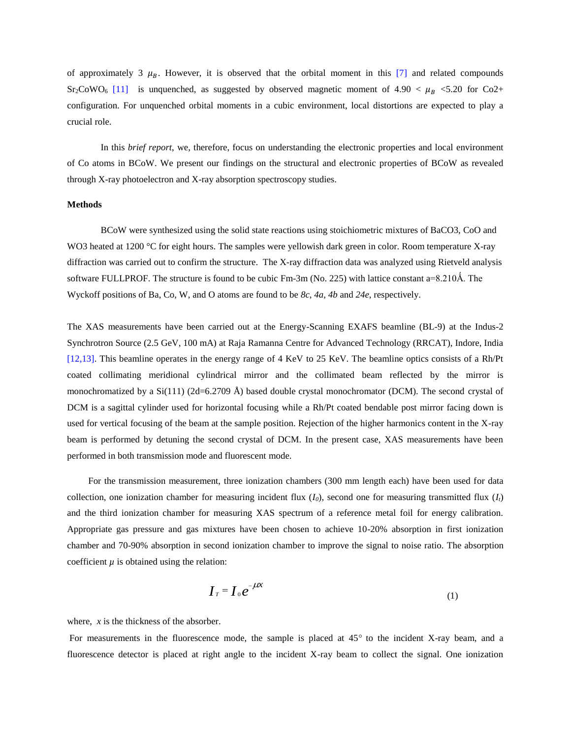of approximately 3 $\mu_B$. However, it is observed that the orbital moment in this [7] and related compounds $Sr_2CoWO_6$ [11] is unquenched, as suggested by observed magnetic moment of 4.90 < $\mu_B$ <5.20 for Co2+ configuration. For unquenched orbital moments in a cubic environment, local distortions are expected to play a crucial role.

In this *brief report*, we, therefore, focus on understanding the electronic properties and local environment of Co atoms in BCoW. We present our findings on the structural and electronic properties of BCoW as revealed through X-ray photoelectron and X-ray absorption spectroscopy studies.

**Methods**

BCoW were synthesized using the solid state reactions using stoichiometric mixtures of BaCO3, CoO and WO3 heated at 1200 °C for eight hours. The samples were yellowish dark green in color. Room temperature X-ray diffraction was carried out to confirm the structure. The X-ray diffraction data was analyzed using Rietveld analysis software FULLPROF. The structure is found to be cubic Fm-3m (No. 225) with lattice constant a=8.210Å. The Wyckoff positions of Ba, Co, W, and O atoms are found to be *8c*, *4a*, *4b* and *24e*, respectively.

The XAS measurements have been carried out at the Energy-Scanning EXAFS beamline (BL-9) at the Indus-2 Synchrotron Source (2.5 GeV, 100 mA) at Raja Ramanna Centre for Advanced Technology (RRCAT), Indore, India [12,13]. This beamline operates in the energy range of 4 KeV to 25 KeV. The beamline optics consists of a Rh/Pt coated collimating meridional cylindrical mirror and the collimated beam reflected by the mirror is monochromatized by a Si(111) (2d=6.2709 Å) based double crystal monochromator (DCM). The second crystal of DCM is a sagittal cylinder used for horizontal focusing while a Rh/Pt coated bendable post mirror facing down is used for vertical focusing of the beam at the sample position. Rejection of the higher harmonics content in the X-ray beam is performed by detuning the second crystal of DCM. In the present case, XAS measurements have been performed in both transmission mode and fluorescent mode.

For the transmission measurement, three ionization chambers (300 mm length each) have been used for data collection, one ionization chamber for measuring incident flux ($I_0$), second one for measuring transmitted flux ($I_t$) and the third ionization chamber for measuring XAS spectrum of a reference metal foil for energy calibration. Appropriate gas pressure and gas mixtures have been chosen to achieve 10-20% absorption in first ionization chamber and 70-90% absorption in second ionization chamber to improve the signal to noise ratio. The absorption coefficient $\mu$ is obtained using the relation:

$$I_T = I_0 e^{-\mu x} \tag{1}$$

where, $x$ is the thickness of the absorber.

For measurements in the fluorescence mode, the sample is placed at 45° to the incident X-ray beam, and a fluorescence detector is placed at right angle to the incident X-ray beam to collect the signal. One ionization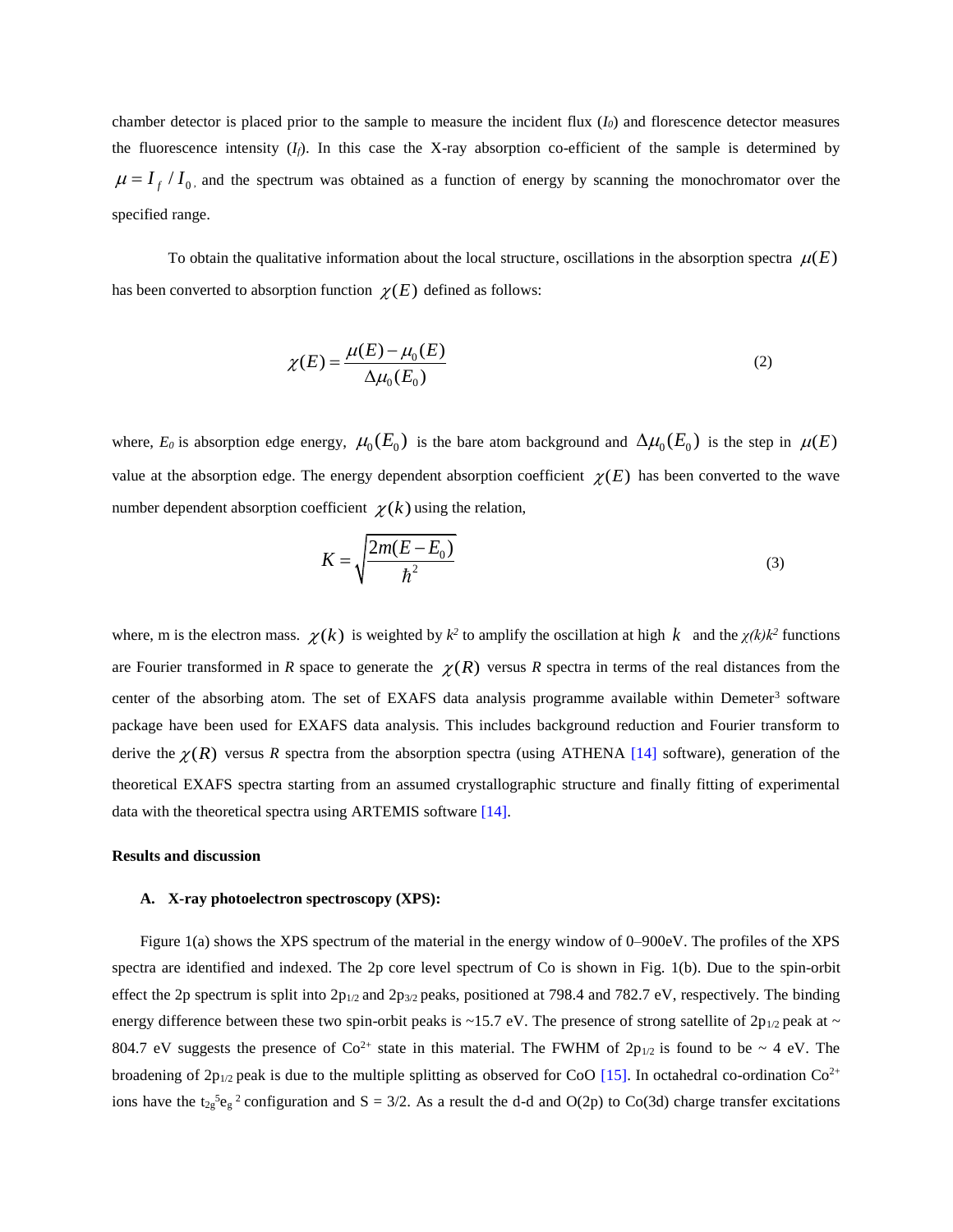chamber detector is placed prior to the sample to measure the incident flux ($I_0$) and florescence detector measures the fluorescence intensity ($I_f$). In this case the X-ray absorption co-efficient of the sample is determined by $\mu = I_f / I_0$, and the spectrum was obtained as a function of energy by scanning the monochromator over the specified range.

To obtain the qualitative information about the local structure, oscillations in the absorption spectra $\mu(E)$ has been converted to absorption function $\chi(E)$ defined as follows:

$$\chi(E) = \frac{\mu(E) - \mu_0(E)}{\Delta\mu_0(E_0)} \tag{2}$$

where, $E_0$ is absorption edge energy, $\mu_0(E_0)$ is the bare atom background and $\Delta\mu_0(E_0)$ is the step in $\mu(E)$ value at the absorption edge. The energy dependent absorption coefficient $\chi(E)$ has been converted to the wave number dependent absorption coefficient $\chi(k)$ using the relation,

$$K = \sqrt{\frac{2m(E - E_0)}{\hbar^2}} \tag{3}$$

where, m is the electron mass. $\chi(k)$ is weighted by $k^2$ to amplify the oscillation at high $k$ and the $\chi(k)k^2$ functions are Fourier transformed in $R$ space to generate the $\chi(R)$ versus $R$ spectra in terms of the real distances from the center of the absorbing atom. The set of EXAFS data analysis programme available within Demeter[3] software package have been used for EXAFS data analysis. This includes background reduction and Fourier transform to derive the $\chi(R)$ versus $R$ spectra from the absorption spectra (using ATHENA [14] software), generation of the theoretical EXAFS spectra starting from an assumed crystallographic structure and finally fitting of experimental data with the theoretical spectra using ARTEMIS software [14].

## Results and discussion

### A. X-ray photoelectron spectroscopy (XPS):

Figure 1(a) shows the XPS spectrum of the material in the energy window of 0–900eV. The profiles of the XPS spectra are identified and indexed. The 2p core level spectrum of Co is shown in Fig. 1(b). Due to the spin-orbit effect the 2p spectrum is split into $2p_{1/2}$ and $2p_{3/2}$ peaks, positioned at 798.4 and 782.7 eV, respectively. The binding energy difference between these two spin-orbit peaks is ~15.7 eV. The presence of strong satellite of $2p_{1/2}$ peak at ~ 804.7 eV suggests the presence of $Co^{2+}$ state in this material. The FWHM of $2p_{1/2}$ is found to be ~ 4 eV. The broadening of $2p_{1/2}$ peak is due to the multiple splitting as observed for CoO [15]. In octahedral co-ordination $Co^{2+}$ ions have the $t_{2g}^5 e_g^2$ configuration and S = 3/2. As a result the d-d and O(2p) to Co(3d) charge transfer excitations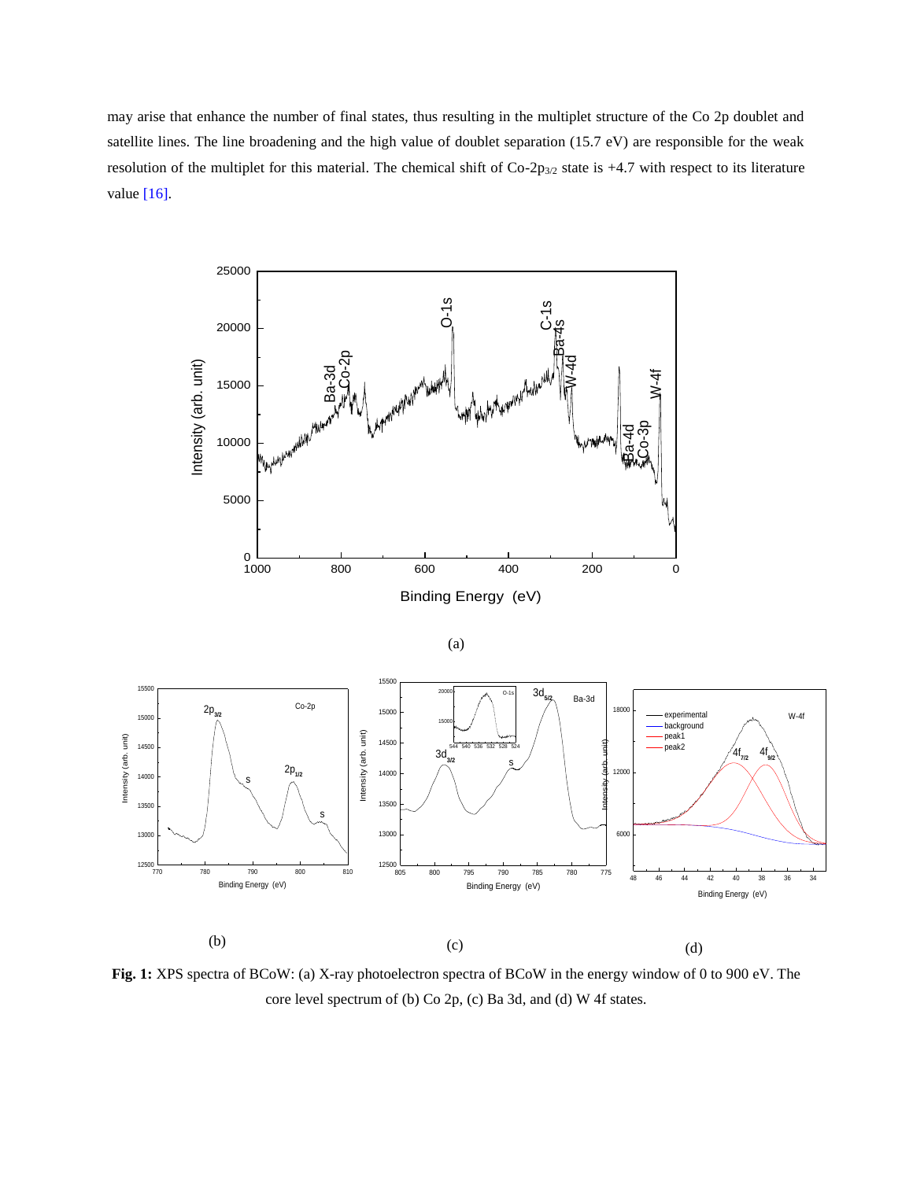may arise that enhance the number of final states, thus resulting in the multiplet structure of the Co 2p doublet and satellite lines. The line broadening and the high value of doublet separation (15.7 eV) are responsible for the weak resolution of the multiplet for this material. The chemical shift of Co-2p$_{3/2}$ state is +4.7 with respect to its literature value [16].

**Fig. 1:** XPS spectra of BCoW: (a) X-ray photoelectron spectra of BCoW in the energy window of 0 to 900 eV. The core level spectrum of (b) Co 2p, (c) Ba 3d, and (d) W 4f states.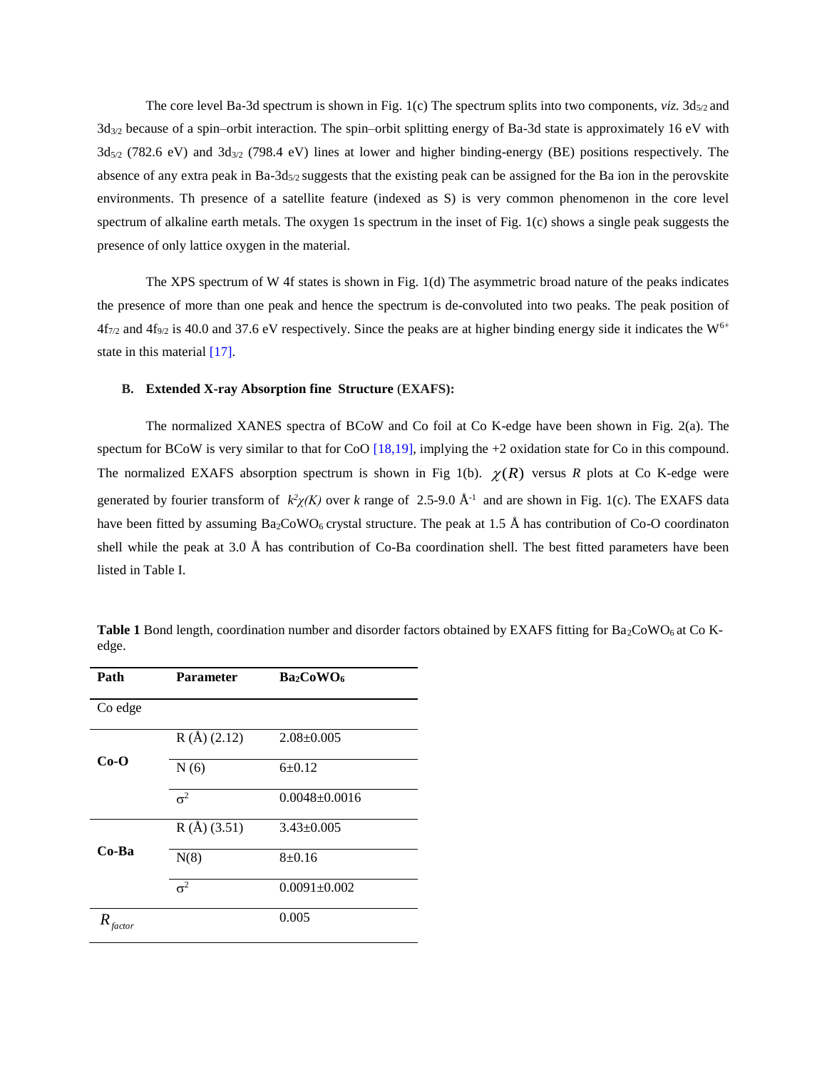The core level Ba-3d spectrum is shown in Fig. 1(c) The spectrum splits into two components, *viz.* $3d_{5/2}$ and $3d_{3/2}$ because of a spin–orbit interaction. The spin–orbit splitting energy of Ba-3d state is approximately 16 eV with $3d_{5/2}$ (782.6 eV) and $3d_{3/2}$ (798.4 eV) lines at lower and higher binding-energy (BE) positions respectively. The absence of any extra peak in Ba-$3d_{5/2}$ suggests that the existing peak can be assigned for the Ba ion in the perovskite environments. Th presence of a satellite feature (indexed as S) is very common phenomenon in the core level spectrum of alkaline earth metals. The oxygen 1s spectrum in the inset of Fig. 1(c) shows a single peak suggests the presence of only lattice oxygen in the material.

The XPS spectrum of W 4f states is shown in Fig. 1(d) The asymmetric broad nature of the peaks indicates the presence of more than one peak and hence the spectrum is de-convoluted into two peaks. The peak position of $4f_{7/2}$ and $4f_{9/2}$ is 40.0 and 37.6 eV respectively. Since the peaks are at higher binding energy side it indicates the $W^{6+}$ state in this material [17].

### B. Extended X-ray Absorption fine Structure (EXAFS):

The normalized XANES spectra of BCoW and Co foil at Co K-edge have been shown in Fig. 2(a). The spectum for BCoW is very similar to that for CoO [18,19], implying the +2 oxidation state for Co in this compound. The normalized EXAFS absorption spectrum is shown in Fig 1(b). $\chi(R)$ versus $R$ plots at Co K-edge were generated by fourier transform of $k^2\chi(K)$ over $k$ range of 2.5-9.0 $Å^{-1}$ and are shown in Fig. 1(c). The EXAFS data have been fitted by assuming $Ba_2CoWO_6$ crystal structure. The peak at 1.5 Å has contribution of Co-O coordinaton shell while the peak at 3.0 Å has contribution of Co-Ba coordination shell. The best fitted parameters have been listed in Table I.

**Table 1** Bond length, coordination number and disorder factors obtained by EXAFS fitting for $Ba_2CoWO_6$ at Co K-edge.

| Path | Parameter | $Ba_2CoWO_6$ |
|---|---|---|
| Co edge | | |
| **Co-O** | R (Å) (2.12) | 2.08±0.005 |
| | N (6) | 6±0.12 |
| | $\sigma^2$ | 0.0048±0.0016 |
| **Co-Ba** | R (Å) (3.51) | 3.43±0.005 |
| | N(8) | 8±0.16 |
| | $\sigma^2$ | 0.0091±0.002 |
| $R_{factor}$ | | 0.005 |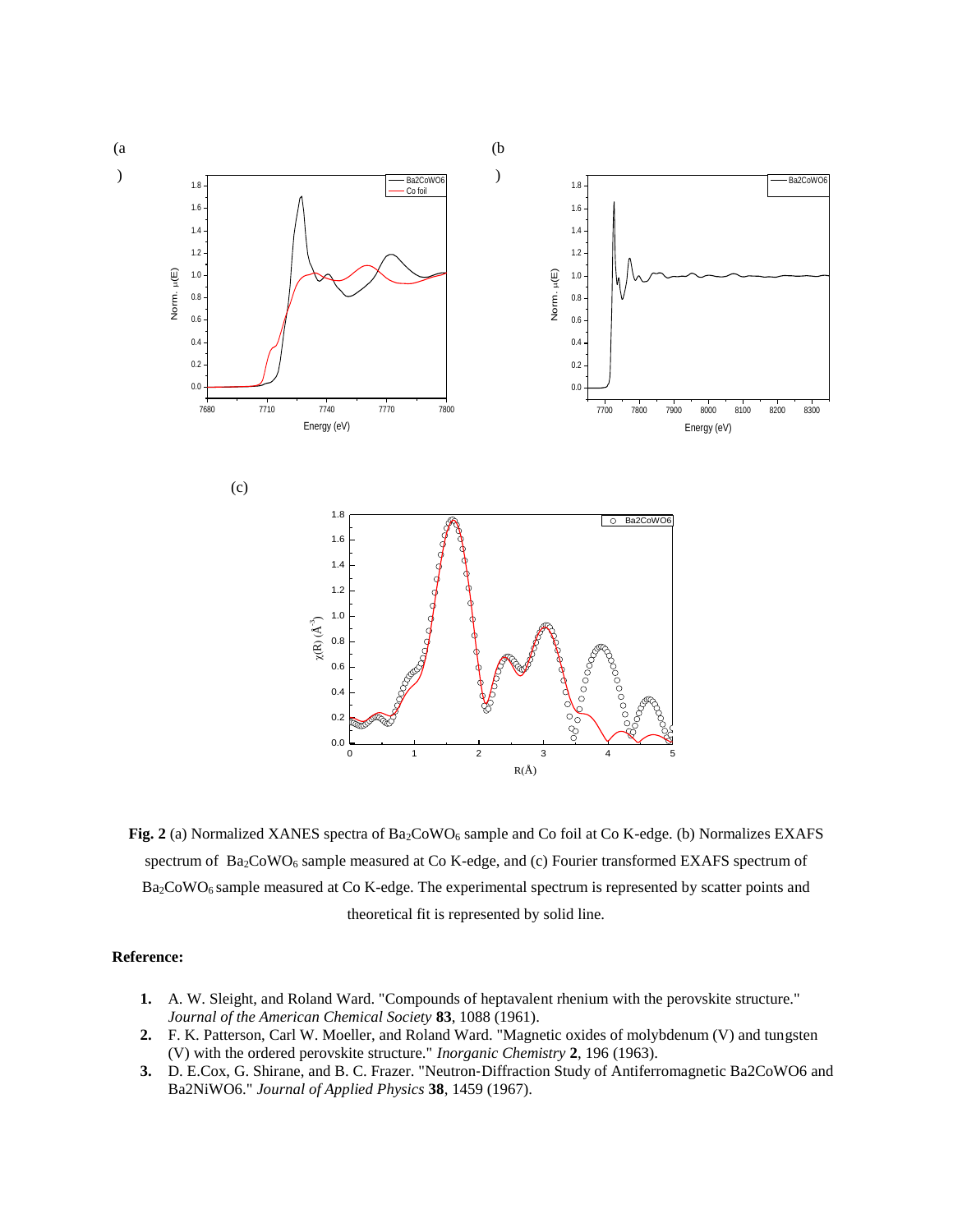**Fig. 2** (a) Normalized XANES spectra of $Ba_2CoWO_6$ sample and Co foil at Co K-edge. (b) Normalizes EXAFS spectrum of $Ba_2CoWO_6$ sample measured at Co K-edge, and (c) Fourier transformed EXAFS spectrum of $Ba_2CoWO_6$ sample measured at Co K-edge. The experimental spectrum is represented by scatter points and theoretical fit is represented by solid line.

**Reference:**

1. A. W. Sleight, and Roland Ward. "Compounds of heptavalent rhenium with the perovskite structure." *Journal of the American Chemical Society* **83**, 1088 (1961).
2. F. K. Patterson, Carl W. Moeller, and Roland Ward. "Magnetic oxides of molybdenum (V) and tungsten (V) with the ordered perovskite structure." *Inorganic Chemistry* **2**, 196 (1963).
3. D. E.Cox, G. Shirane, and B. C. Frazer. "Neutron‐Diffraction Study of Antiferromagnetic Ba2CoWO6 and Ba2NiWO6." *Journal of Applied Physics* **38**, 1459 (1967).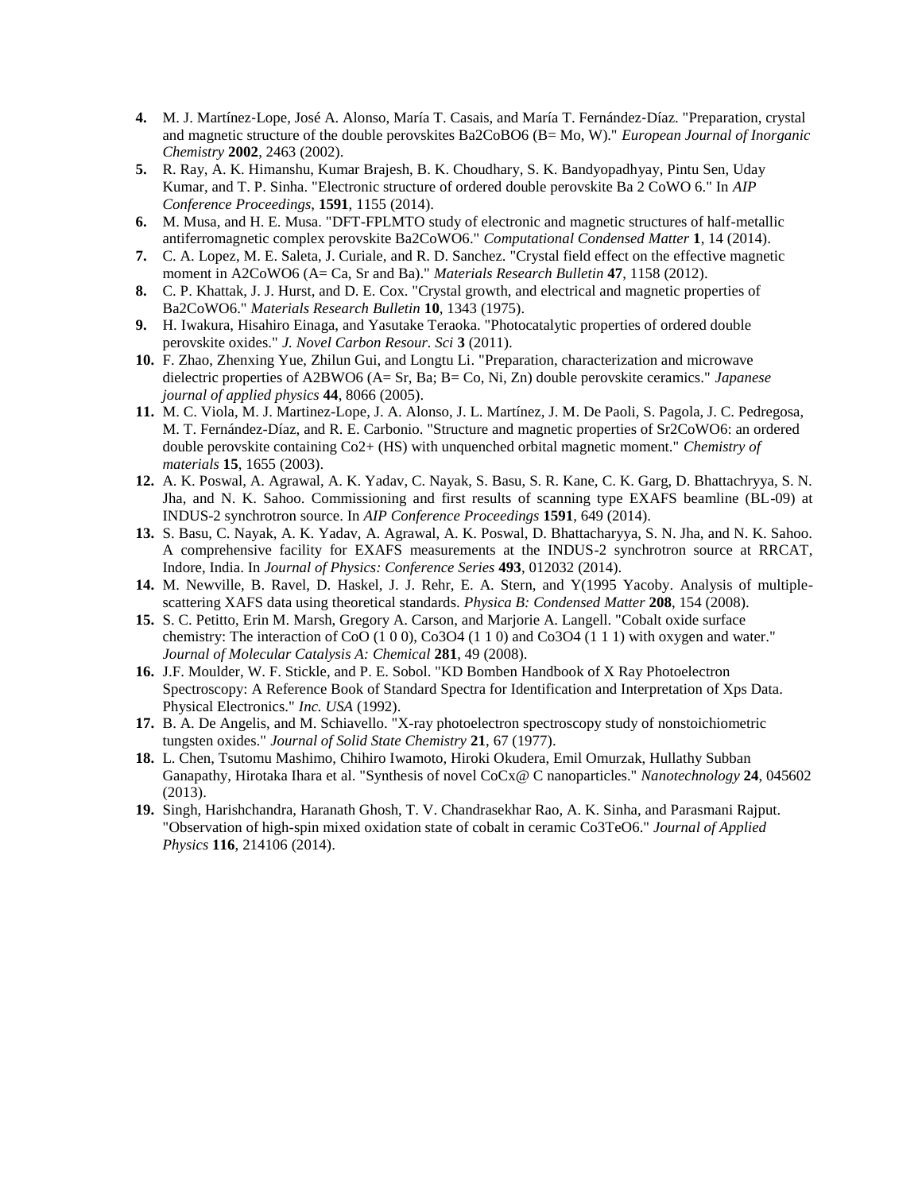4. M. J. Martínez-Lope, José A. Alonso, María T. Casais, and María T. Fernández-Díaz. "Preparation, crystal and magnetic structure of the double perovskites $Ba_2CoBO_6$ (B= Mo, W)." *European Journal of Inorganic Chemistry* **2002**, 2463 (2002).
5. R. Ray, A. K. Himanshu, Kumar Brajesh, B. K. Choudhary, S. K. Bandyopadhyay, Pintu Sen, Uday Kumar, and T. P. Sinha. "Electronic structure of ordered double perovskite Ba 2 CoWO 6." In *AIP Conference Proceedings*, **1591**, 1155 (2014).
6. M. Musa, and H. E. Musa. "DFT-FPLMTO study of electronic and magnetic structures of half-metallic antiferromagnetic complex perovskite $Ba_2CoWO_6$." *Computational Condensed Matter* **1**, 14 (2014).
7. C. A. Lopez, M. E. Saleta, J. Curiale, and R. D. Sanchez. "Crystal field effect on the effective magnetic moment in $A_2CoWO_6$ (A= Ca, Sr and Ba)." *Materials Research Bulletin* **47**, 1158 (2012).
8. C. P. Khattak, J. J. Hurst, and D. E. Cox. "Crystal growth, and electrical and magnetic properties of $Ba_2CoWO_6$." *Materials Research Bulletin* **10**, 1343 (1975).
9. H. Iwakura, Hisahiro Einaga, and Yasutake Teraoka. "Photocatalytic properties of ordered double perovskite oxides." *J. Novel Carbon Resour. Sci* **3** (2011).
10. F. Zhao, Zhenxing Yue, Zhilun Gui, and Longtu Li. "Preparation, characterization and microwave dielectric properties of $A_2BWO_6$ (A= Sr, Ba; B= Co, Ni, Zn) double perovskite ceramics." *Japanese journal of applied physics* **44**, 8066 (2005).
11. M. C. Viola, M. J. Martinez-Lope, J. A. Alonso, J. L. Martínez, J. M. De Paoli, S. Pagola, J. C. Pedregosa, M. T. Fernández-Díaz, and R. E. Carbonio. "Structure and magnetic properties of $Sr_2CoWO_6$: an ordered double perovskite containing $Co^{2+}$ (HS) with unquenched orbital magnetic moment." *Chemistry of materials* **15**, 1655 (2003).
12. A. K. Poswal, A. Agrawal, A. K. Yadav, C. Nayak, S. Basu, S. R. Kane, C. K. Garg, D. Bhattachryya, S. N. Jha, and N. K. Sahoo. Commissioning and first results of scanning type EXAFS beamline (BL-09) at INDUS-2 synchrotron source. In *AIP Conference Proceedings* **1591**, 649 (2014).
13. S. Basu, C. Nayak, A. K. Yadav, A. Agrawal, A. K. Poswal, D. Bhattacharyya, S. N. Jha, and N. K. Sahoo. A comprehensive facility for EXAFS measurements at the INDUS-2 synchrotron source at RRCAT, Indore, India. In *Journal of Physics: Conference Series* **493**, 012032 (2014).
14. M. Newville, B. Ravel, D. Haskel, J. J. Rehr, E. A. Stern, and Y(1995 Yacoby. Analysis of multiple-scattering XAFS data using theoretical standards. *Physica B: Condensed Matter* **208**, 154 (2008).
15. S. C. Petitto, Erin M. Marsh, Gregory A. Carson, and Marjorie A. Langell. "Cobalt oxide surface chemistry: The interaction of CoO (1 0 0), $Co_3O_4$ (1 1 0) and $Co_3O_4$ (1 1 1) with oxygen and water." *Journal of Molecular Catalysis A: Chemical* **281**, 49 (2008).
16. J.F. Moulder, W. F. Stickle, and P. E. Sobol. "KD Bomben Handbook of X Ray Photoelectron Spectroscopy: A Reference Book of Standard Spectra for Identification and Interpretation of Xps Data. Physical Electronics." *Inc. USA* (1992).
17. B. A. De Angelis, and M. Schiavello. "X-ray photoelectron spectroscopy study of nonstoichiometric tungsten oxides." *Journal of Solid State Chemistry* **21**, 67 (1977).
18. L. Chen, Tsutomu Mashimo, Chihiro Iwamoto, Hiroki Okudera, Emil Omurzak, Hullathy Subban Ganapathy, Hirotaka Ihara et al. "Synthesis of novel $CoC_x$@ C nanoparticles." *Nanotechnology* **24**, 045602 (2013).
19. Singh, Harishchandra, Haranath Ghosh, T. V. Chandrasekhar Rao, A. K. Sinha, and Parasmani Rajput. "Observation of high-spin mixed oxidation state of cobalt in ceramic $Co_3TeO_6$." *Journal of Applied Physics* **116**, 214106 (2014).